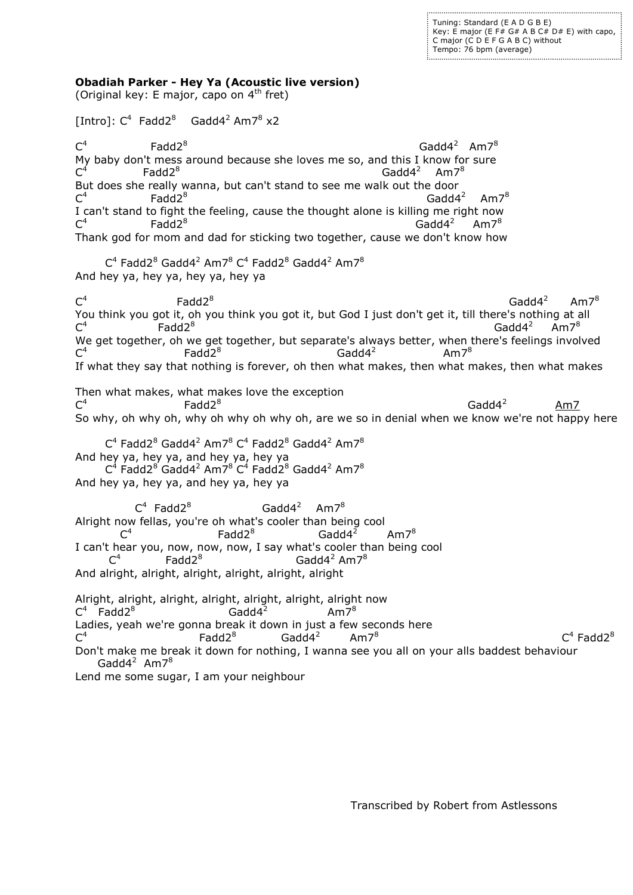Tuning: Standard (E A D G B E)
Key: E major (E F# G# A B C# D# E) with capo, C major (C D E F G A B C) without
Tempo: 76 bpm (average)

**Obadiah Parker - Hey Ya (Acoustic live version)**
(Original key: E major, capo on 4th fret)

```
[Intro]: C4  Fadd2^8    Gadd4^2 Am7^8 x2

C4              Fadd2^8                                            Gadd4^2   Am7^8
My baby don't mess around because she loves me so, and this I know for sure
C4            Fadd2^8                                         Gadd4^2    Am7^8
But does she really wanna, but can't stand to see me walk out the door
C4              Fadd2^8                                              Gadd4^2    Am7^8
I can't stand to fight the feeling, cause the thought alone is killing me right now
C4              Fadd2^8                                          Gadd4^2     Am7^8
Thank god for mom and dad for sticking two together, cause we don't know how

      C4 Fadd2^8 Gadd4^2 Am7^8 C4 Fadd2^8 Gadd4^2 Am7^8
And hey ya, hey ya, hey ya, hey ya

C4                     Fadd2^8                                                            Gadd4^2      Am7^8
You think you got it, oh you think you got it, but God I just don't get it, till there's nothing at all
C4                 Fadd2^8                                                              Gadd4^2     Am7^8
We get together, oh we get together, but separate's always better, when there's feelings involved
C4                       Fadd2^8                   Gadd4^2              Am7^8
If what they say that nothing is forever, oh then what makes, then what makes, then what makes

Then what makes, what makes love the exception
C4                       Fadd2^8                                                 Gadd4^2            Am7
So why, oh why oh, why oh why oh why oh, are we so in denial when we know we're not happy here

      C4 Fadd2^8 Gadd4^2 Am7^8 C4 Fadd2^8 Gadd4^2 Am7^8
And hey ya, hey ya, and hey ya, hey ya
      C4 Fadd2^8 Gadd4^2 Am7^8 C4 Fadd2^8 Gadd4^2 Am7^8
And hey ya, hey ya, and hey ya, hey ya

             C4  Fadd2^8              Gadd4^2    Am7^8
Alright now fellas, you're oh what's cooler than being cool
          C4                 Fadd2^8              Gadd4^2       Am7^8
I can't hear you, now, now, now, I say what's cooler than being cool
        C4           Fadd2^8                      Gadd4^2 Am7^8
And alright, alright, alright, alright, alright, alright

Alright, alright, alright, alright, alright, alright, alright now
C4   Fadd2^8                   Gadd4^2              Am7^8
Ladies, yeah we're gonna break it down in just a few seconds here
C4                       Fadd2^8           Gadd4^2        Am7^8                                      C4 Fadd2^8
Don't make me break it down for nothing, I wanna see you all on your alls baddest behaviour
     Gadd4^2  Am7^8
Lend me some sugar, I am your neighbour
```

Transcribed by Robert from Astlessons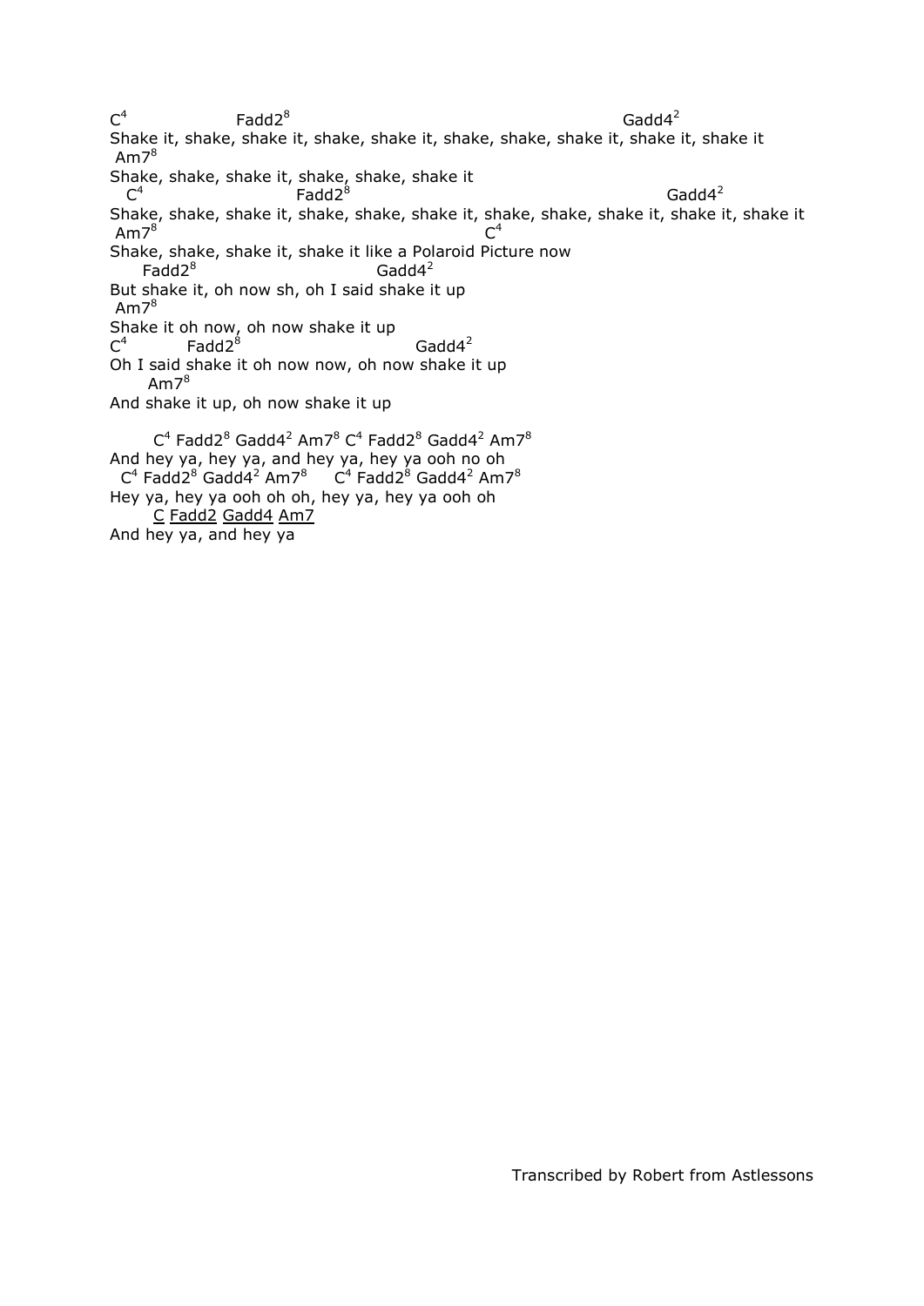```
C^4              Fadd2^8                                                    Gadd4^2
Shake it, shake, shake it, shake, shake it, shake, shake, shake it, shake it, shake it
 Am7^8
Shake, shake, shake it, shake, shake, shake it
  C^4                    Fadd2^8                                                    Gadd4^2
Shake, shake, shake it, shake, shake, shake it, shake, shake, shake it, shake it, shake it
 Am7^8                                                       C^4
Shake, shake, shake it, shake it like a Polaroid Picture now
     Fadd2^8                     Gadd4^2
But shake it, oh now sh, oh I said shake it up
 Am7^8
Shake it oh now, oh now shake it up
C^4         Fadd2^8                         Gadd4^2
Oh I said shake it oh now now, oh now shake it up
      Am7^8
And shake it up, oh now shake it up

       C^4 Fadd2^8 Gadd4^2 Am7^8 C^4 Fadd2^8 Gadd4^2 Am7^8
And hey ya, hey ya, and hey ya, hey ya ooh no oh
  C^4 Fadd2^8 Gadd4^2 Am7^8     C^4 Fadd2^8 Gadd4^2 Am7^8
Hey ya, hey ya ooh oh oh, hey ya, hey ya ooh oh
       C Fadd2 Gadd4 Am7
And hey ya, and hey ya
```

Transcribed by Robert from Astlessons